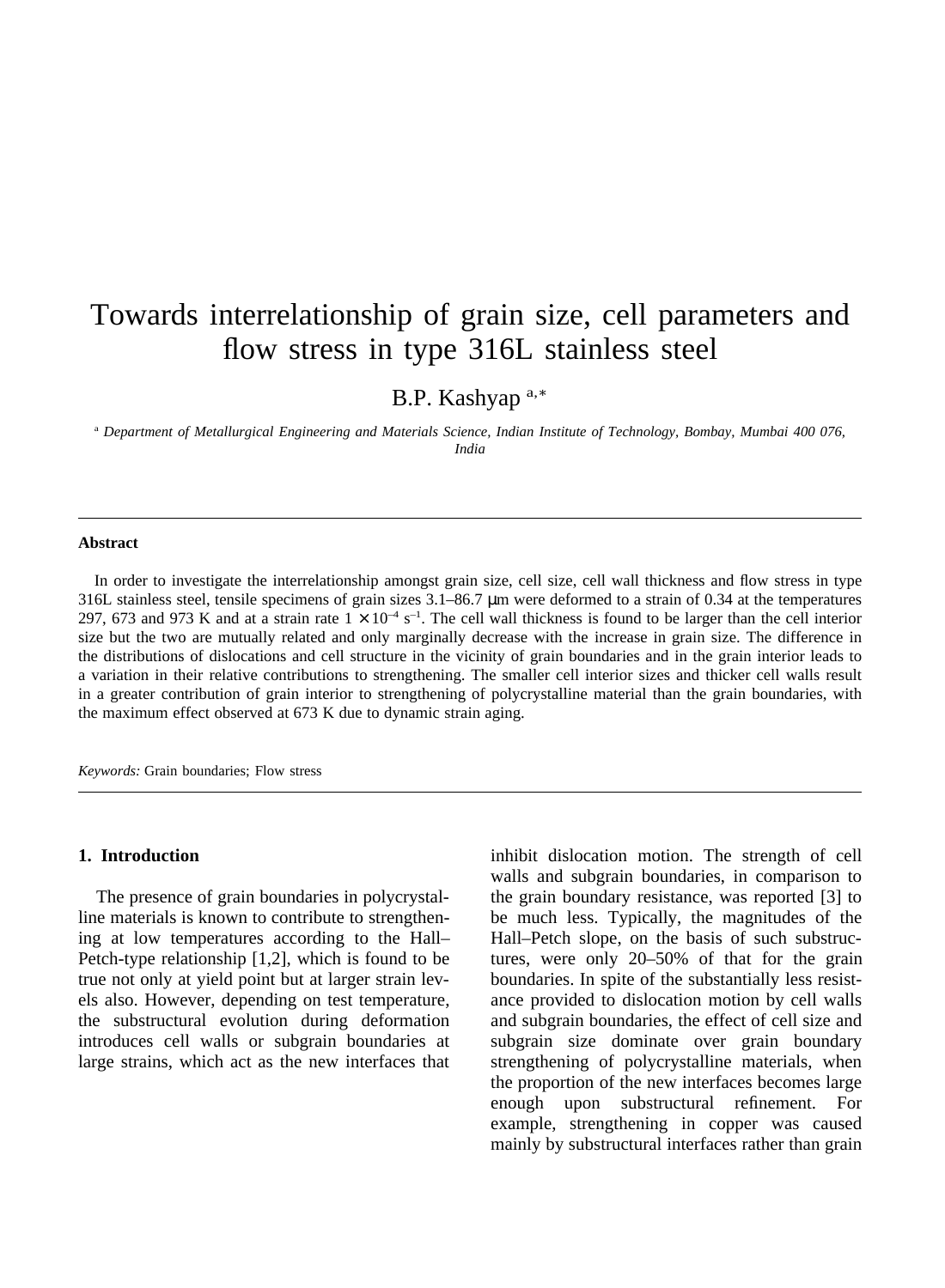# Towards interrelationship of grain size, cell parameters and flow stress in type 316L stainless steel

B.P. Kashyap [a,*]

[a] *Department of Metallurgical Engineering and Materials Science, Indian Institute of Technology, Bombay, Mumbai 400 076, India*

---

**Abstract**

In order to investigate the interrelationship amongst grain size, cell size, cell wall thickness and flow stress in type 316L stainless steel, tensile specimens of grain sizes 3.1–86.7 μm were deformed to a strain of 0.34 at the temperatures 297, 673 and 973 K and at a strain rate $1 \times 10^{-4}$ $s^{-1}$. The cell wall thickness is found to be larger than the cell interior size but the two are mutually related and only marginally decrease with the increase in grain size. The difference in the distributions of dislocations and cell structure in the vicinity of grain boundaries and in the grain interior leads to a variation in their relative contributions to strengthening. The smaller cell interior sizes and thicker cell walls result in a greater contribution of grain interior to strengthening of polycrystalline material than the grain boundaries, with the maximum effect observed at 673 K due to dynamic strain aging.

*Keywords:* Grain boundaries; Flow stress

---

## 1. Introduction

The presence of grain boundaries in polycrystalline materials is known to contribute to strengthening at low temperatures according to the Hall–Petch-type relationship [1,2], which is found to be true not only at yield point but at larger strain levels also. However, depending on test temperature, the substructural evolution during deformation introduces cell walls or subgrain boundaries at large strains, which act as the new interfaces that inhibit dislocation motion. The strength of cell walls and subgrain boundaries, in comparison to the grain boundary resistance, was reported [3] to be much less. Typically, the magnitudes of the Hall–Petch slope, on the basis of such substructures, were only 20–50% of that for the grain boundaries. In spite of the substantially less resistance provided to dislocation motion by cell walls and subgrain boundaries, the effect of cell size and subgrain size dominate over grain boundary strengthening of polycrystalline materials, when the proportion of the new interfaces becomes large enough upon substructural refinement. For example, strengthening in copper was caused mainly by substructural interfaces rather than grain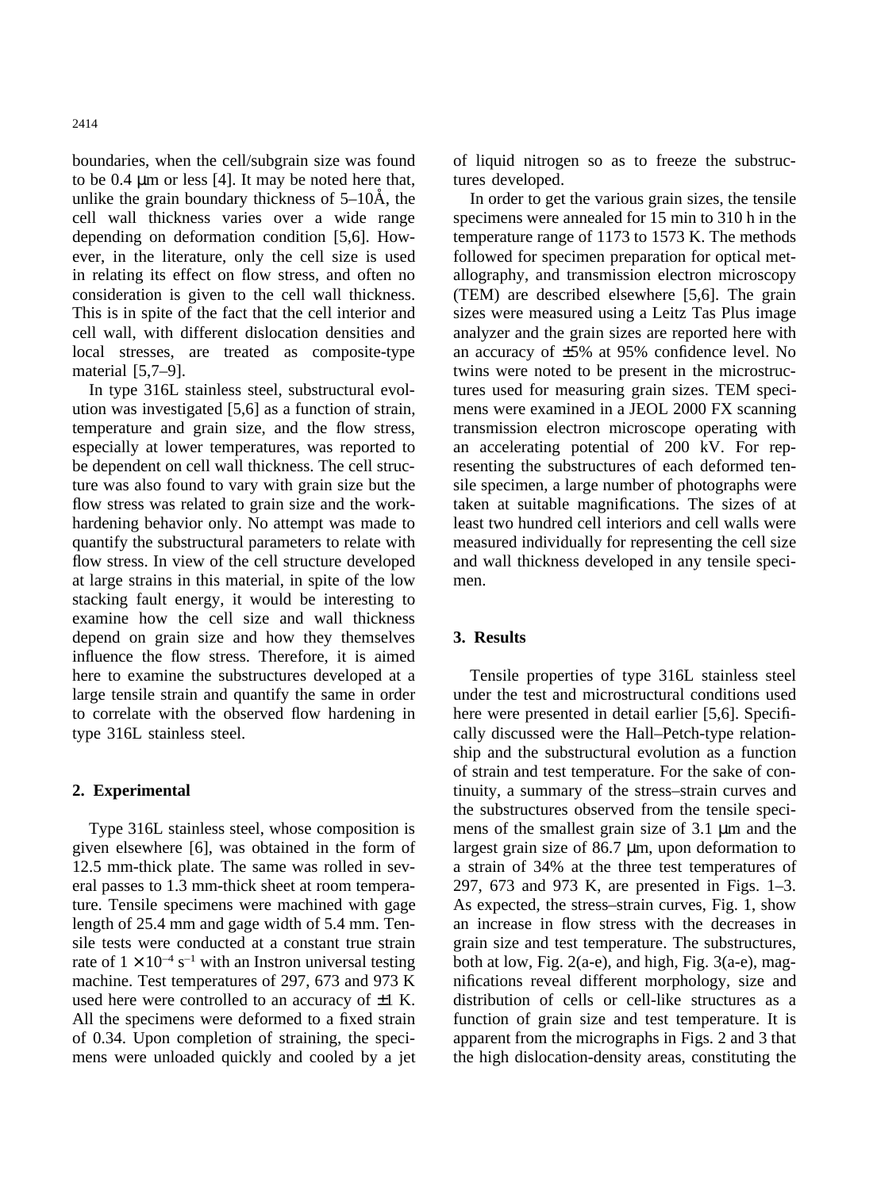boundaries, when the cell/subgrain size was found to be 0.4 μm or less [4]. It may be noted here that, unlike the grain boundary thickness of 5–10Å, the cell wall thickness varies over a wide range depending on deformation condition [5,6]. However, in the literature, only the cell size is used in relating its effect on flow stress, and often no consideration is given to the cell wall thickness. This is in spite of the fact that the cell interior and cell wall, with different dislocation densities and local stresses, are treated as composite-type material [5,7–9].

In type 316L stainless steel, substructural evolution was investigated [5,6] as a function of strain, temperature and grain size, and the flow stress, especially at lower temperatures, was reported to be dependent on cell wall thickness. The cell structure was also found to vary with grain size but the flow stress was related to grain size and the work-hardening behavior only. No attempt was made to quantify the substructural parameters to relate with flow stress. In view of the cell structure developed at large strains in this material, in spite of the low stacking fault energy, it would be interesting to examine how the cell size and wall thickness depend on grain size and how they themselves influence the flow stress. Therefore, it is aimed here to examine the substructures developed at a large tensile strain and quantify the same in order to correlate with the observed flow hardening in type 316L stainless steel.

## 2. Experimental

Type 316L stainless steel, whose composition is given elsewhere [6], was obtained in the form of 12.5 mm-thick plate. The same was rolled in several passes to 1.3 mm-thick sheet at room temperature. Tensile specimens were machined with gage length of 25.4 mm and gage width of 5.4 mm. Tensile tests were conducted at a constant true strain rate of $1 \times 10^{-4}$ s$^{-1}$ with an Instron universal testing machine. Test temperatures of 297, 673 and 973 K used here were controlled to an accuracy of ±1 K. All the specimens were deformed to a fixed strain of 0.34. Upon completion of straining, the specimens were unloaded quickly and cooled by a jet of liquid nitrogen so as to freeze the substructures developed.

In order to get the various grain sizes, the tensile specimens were annealed for 15 min to 310 h in the temperature range of 1173 to 1573 K. The methods followed for specimen preparation for optical metallography, and transmission electron microscopy (TEM) are described elsewhere [5,6]. The grain sizes were measured using a Leitz Tas Plus image analyzer and the grain sizes are reported here with an accuracy of ±5% at 95% confidence level. No twins were noted to be present in the microstructures used for measuring grain sizes. TEM specimens were examined in a JEOL 2000 FX scanning transmission electron microscope operating with an accelerating potential of 200 kV. For representing the substructures of each deformed tensile specimen, a large number of photographs were taken at suitable magnifications. The sizes of at least two hundred cell interiors and cell walls were measured individually for representing the cell size and wall thickness developed in any tensile specimen.

## 3. Results

Tensile properties of type 316L stainless steel under the test and microstructural conditions used here were presented in detail earlier [5,6]. Specifically discussed were the Hall–Petch-type relationship and the substructural evolution as a function of strain and test temperature. For the sake of continuity, a summary of the stress–strain curves and the substructures observed from the tensile specimens of the smallest grain size of 3.1 μm and the largest grain size of 86.7 μm, upon deformation to a strain of 34% at the three test temperatures of 297, 673 and 973 K, are presented in Figs. 1–3. As expected, the stress–strain curves, Fig. 1, show an increase in flow stress with the decreases in grain size and test temperature. The substructures, both at low, Fig. 2(a-e), and high, Fig. 3(a-e), magnifications reveal different morphology, size and distribution of cells or cell-like structures as a function of grain size and test temperature. It is apparent from the micrographs in Figs. 2 and 3 that the high dislocation-density areas, constituting the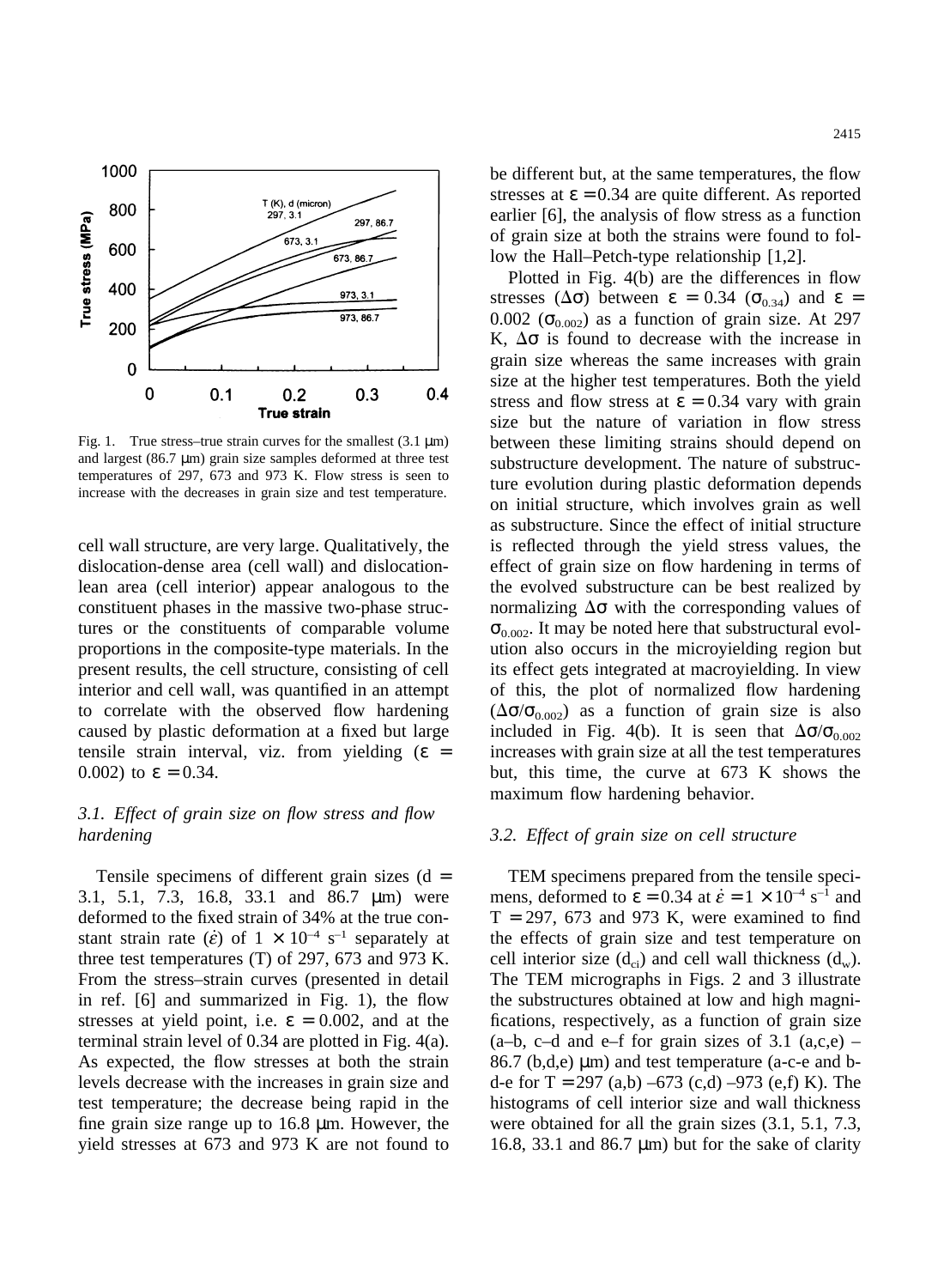Fig. 1. True stress–true strain curves for the smallest (3.1 μm) and largest (86.7 μm) grain size samples deformed at three test temperatures of 297, 673 and 973 K. Flow stress is seen to increase with the decreases in grain size and test temperature.

cell wall structure, are very large. Qualitatively, the dislocation-dense area (cell wall) and dislocation-lean area (cell interior) appear analogous to the constituent phases in the massive two-phase structures or the constituents of comparable volume proportions in the composite-type materials. In the present results, the cell structure, consisting of cell interior and cell wall, was quantified in an attempt to correlate with the observed flow hardening caused by plastic deformation at a fixed but large tensile strain interval, viz. from yielding ($\varepsilon$ = 0.002) to $\varepsilon$ = 0.34.

### *3.1. Effect of grain size on flow stress and flow hardening*

Tensile specimens of different grain sizes (d = 3.1, 5.1, 7.3, 16.8, 33.1 and 86.7 μm) were deformed to the fixed strain of 34% at the true constant strain rate ($\dot{\varepsilon}$) of $1 \times 10^{-4}$ s$^{-1}$ separately at three test temperatures (T) of 297, 673 and 973 K. From the stress–strain curves (presented in detail in ref. [6] and summarized in Fig. 1), the flow stresses at yield point, i.e. $\varepsilon$ = 0.002, and at the terminal strain level of 0.34 are plotted in Fig. 4(a). As expected, the flow stresses at both the strain levels decrease with the increases in grain size and test temperature; the decrease being rapid in the fine grain size range up to 16.8 μm. However, the yield stresses at 673 and 973 K are not found to be different but, at the same temperatures, the flow stresses at $\varepsilon$ = 0.34 are quite different. As reported earlier [6], the analysis of flow stress as a function of grain size at both the strains were found to follow the Hall–Petch-type relationship [1,2].

Plotted in Fig. 4(b) are the differences in flow stresses ($\Delta\sigma$) between $\varepsilon$ = 0.34 ($\sigma_{0.34}$) and $\varepsilon$ = 0.002 ($\sigma_{0.002}$) as a function of grain size. At 297 K, $\Delta\sigma$ is found to decrease with the increase in grain size whereas the same increases with grain size at the higher test temperatures. Both the yield stress and flow stress at $\varepsilon$ = 0.34 vary with grain size but the nature of variation in flow stress between these limiting strains should depend on substructure development. The nature of substructure evolution during plastic deformation depends on initial structure, which involves grain as well as substructure. Since the effect of initial structure is reflected through the yield stress values, the effect of grain size on flow hardening in terms of the evolved substructure can be best realized by normalizing $\Delta\sigma$ with the corresponding values of $\sigma_{0.002}$. It may be noted here that substructural evolution also occurs in the microyielding region but its effect gets integrated at macroyielding. In view of this, the plot of normalized flow hardening ($\Delta\sigma/\sigma_{0.002}$) as a function of grain size is also included in Fig. 4(b). It is seen that $\Delta\sigma/\sigma_{0.002}$ increases with grain size at all the test temperatures but, this time, the curve at 673 K shows the maximum flow hardening behavior.

### *3.2. Effect of grain size on cell structure*

TEM specimens prepared from the tensile specimens, deformed to $\varepsilon$ = 0.34 at $\dot{\varepsilon} = 1 \times 10^{-4}$ s$^{-1}$ and T = 297, 673 and 973 K, were examined to find the effects of grain size and test temperature on cell interior size ($d_{ci}$) and cell wall thickness ($d_w$). The TEM micrographs in Figs. 2 and 3 illustrate the substructures obtained at low and high magnifications, respectively, as a function of grain size (a–b, c–d and e–f for grain sizes of 3.1 (a,c,e) – 86.7 (b,d,e) μm) and test temperature (a-c-e and b-d-e for T = 297 (a,b) –673 (c,d) –973 (e,f) K). The histograms of cell interior size and wall thickness were obtained for all the grain sizes (3.1, 5.1, 7.3, 16.8, 33.1 and 86.7 μm) but for the sake of clarity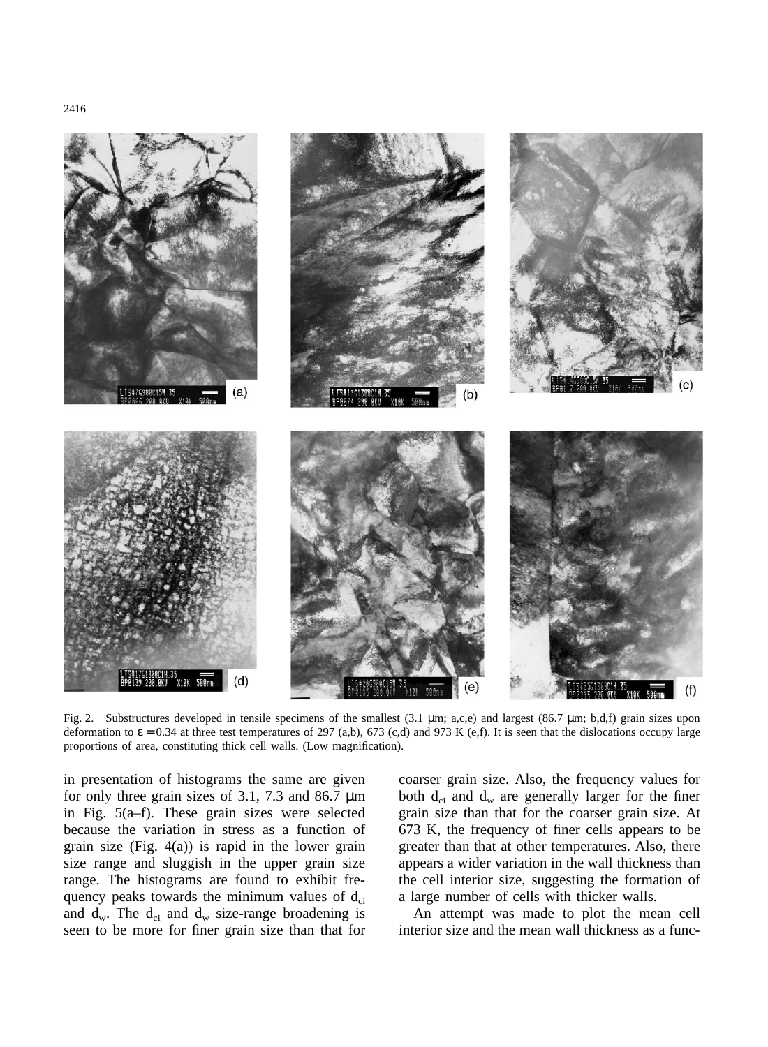Fig. 2. Substructures developed in tensile specimens of the smallest (3.1 μm; a,c,e) and largest (86.7 μm; b,d,f) grain sizes upon deformation to $\varepsilon = 0.34$ at three test temperatures of 297 (a,b), 673 (c,d) and 973 K (e,f). It is seen that the dislocations occupy large proportions of area, constituting thick cell walls. (Low magnification).

in presentation of histograms the same are given for only three grain sizes of 3.1, 7.3 and 86.7 μm in Fig. 5(a–f). These grain sizes were selected because the variation in stress as a function of grain size (Fig. 4(a)) is rapid in the lower grain size range and sluggish in the upper grain size range. The histograms are found to exhibit frequency peaks towards the minimum values of $d_{ci}$ and $d_w$. The $d_{ci}$ and $d_w$ size-range broadening is seen to be more for finer grain size than that for coarser grain size. Also, the frequency values for both $d_{ci}$ and $d_w$ are generally larger for the finer grain size than that for the coarser grain size. At 673 K, the frequency of finer cells appears to be greater than that at other temperatures. Also, there appears a wider variation in the wall thickness than the cell interior size, suggesting the formation of a large number of cells with thicker walls.

An attempt was made to plot the mean cell interior size and the mean wall thickness as a func-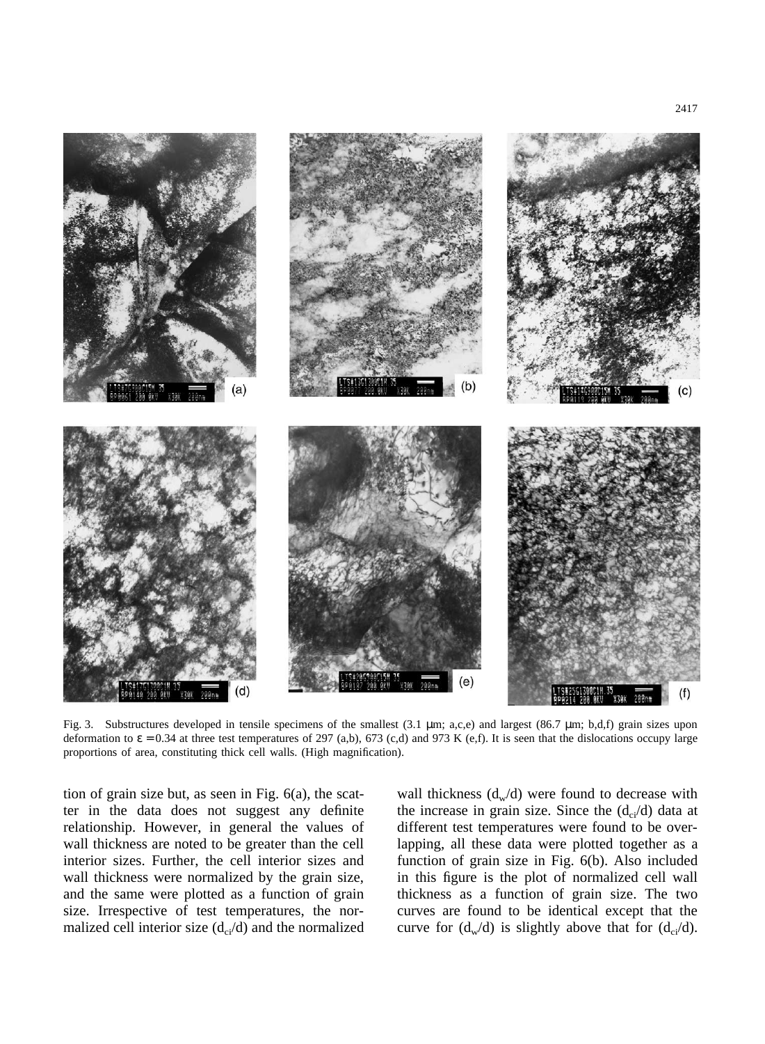Fig. 3. Substructures developed in tensile specimens of the smallest (3.1 μm; a,c,e) and largest (86.7 μm; b,d,f) grain sizes upon deformation to $\varepsilon = 0.34$ at three test temperatures of 297 (a,b), 673 (c,d) and 973 K (e,f). It is seen that the dislocations occupy large proportions of area, constituting thick cell walls. (High magnification).

tion of grain size but, as seen in Fig. 6(a), the scatter in the data does not suggest any definite relationship. However, in general the values of wall thickness are noted to be greater than the cell interior sizes. Further, the cell interior sizes and wall thickness were normalized by the grain size, and the same were plotted as a function of grain size. Irrespective of test temperatures, the normalized cell interior size ($d_{ci}/d$) and the normalized wall thickness ($d_w/d$) were found to decrease with the increase in grain size. Since the ($d_{ci}/d$) data at different test temperatures were found to be overlapping, all these data were plotted together as a function of grain size in Fig. 6(b). Also included in this figure is the plot of normalized cell wall thickness as a function of grain size. The two curves are found to be identical except that the curve for ($d_w/d$) is slightly above that for ($d_{ci}/d$).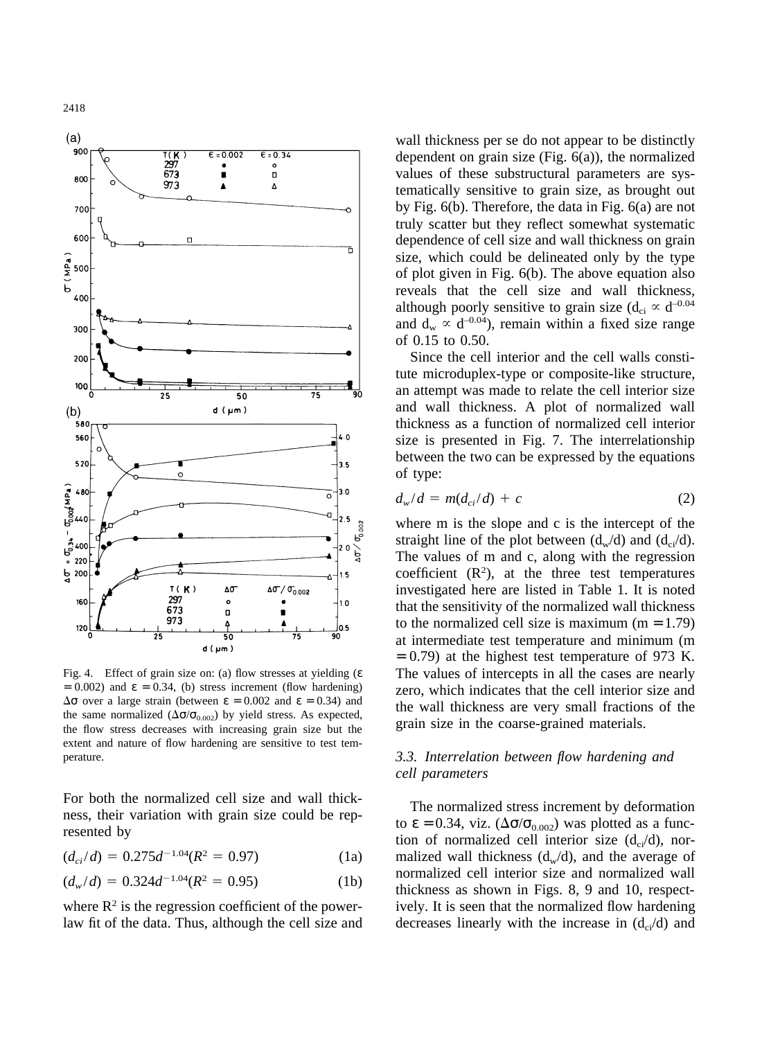Fig. 4. Effect of grain size on: (a) flow stresses at yielding ($\varepsilon = 0.002$) and $\varepsilon = 0.34$, (b) stress increment (flow hardening) $\Delta\sigma$ over a large strain (between $\varepsilon = 0.002$ and $\varepsilon = 0.34$) and the same normalized ($\Delta\sigma/\sigma_{0.002}$) by yield stress. As expected, the flow stress decreases with increasing grain size but the extent and nature of flow hardening are sensitive to test temperature.

For both the normalized cell size and wall thickness, their variation with grain size could be represented by

$$(d_{ci}/d) = 0.275d^{-1.04}(R^2 = 0.97) \quad (1a)$$

$$(d_w/d) = 0.324d^{-1.04}(R^2 = 0.95) \quad (1b)$$

where $R^2$ is the regression coefficient of the power-law fit of the data. Thus, although the cell size and wall thickness per se do not appear to be distinctly dependent on grain size (Fig. 6(a)), the normalized values of these substructural parameters are systematically sensitive to grain size, as brought out by Fig. 6(b). Therefore, the data in Fig. 6(a) are not truly scatter but they reflect somewhat systematic dependence of cell size and wall thickness on grain size, which could be delineated only by the type of plot given in Fig. 6(b). The above equation also reveals that the cell size and wall thickness, although poorly sensitive to grain size ($d_{ci} \propto d^{-0.04}$ and $d_w \propto d^{-0.04}$), remain within a fixed size range of 0.15 to 0.50.

Since the cell interior and the cell walls constitute microduplex-type or composite-like structure, an attempt was made to relate the cell interior size and wall thickness. A plot of normalized wall thickness as a function of normalized cell interior size is presented in Fig. 7. The interrelationship between the two can be expressed by the equations of type:

$$d_w/d = m(d_{ci}/d) + c \quad (2)$$

where m is the slope and c is the intercept of the straight line of the plot between ($d_w/d$) and ($d_{ci}/d$). The values of m and c, along with the regression coefficient ($R^2$), at the three test temperatures investigated here are listed in Table 1. It is noted that the sensitivity of the normalized wall thickness to the normalized cell size is maximum ($m = 1.79$) at intermediate test temperature and minimum ($m = 0.79$) at the highest test temperature of 973 K. The values of intercepts in all the cases are nearly zero, which indicates that the cell interior size and the wall thickness are very small fractions of the grain size in the coarse-grained materials.

### 3.3. Interrelation between flow hardening and cell parameters

The normalized stress increment by deformation to $\varepsilon = 0.34$, viz. ($\Delta\sigma/\sigma_{0.002}$) was plotted as a function of normalized cell interior size ($d_{ci}/d$), normalized wall thickness ($d_w/d$), and the average of normalized cell interior size and normalized wall thickness as shown in Figs. 8, 9 and 10, respectively. It is seen that the normalized flow hardening decreases linearly with the increase in ($d_{ci}/d$) and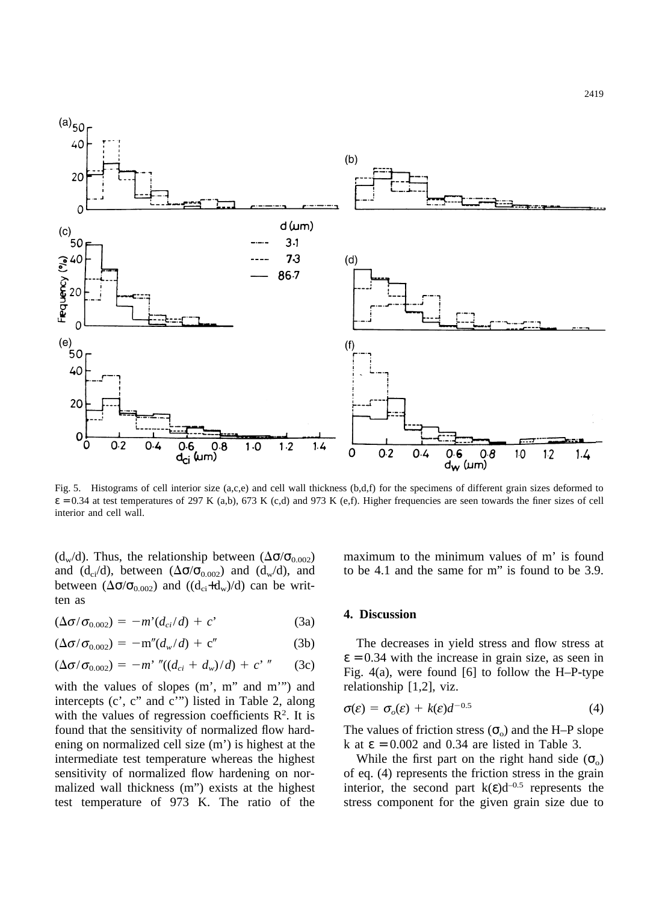Fig. 5. Histograms of cell interior size (a,c,e) and cell wall thickness (b,d,f) for the specimens of different grain sizes deformed to $\varepsilon = 0.34$ at test temperatures of 297 K (a,b), 673 K (c,d) and 973 K (e,f). Higher frequencies are seen towards the finer sizes of cell interior and cell wall.

($d_w/d$). Thus, the relationship between ($\Delta\sigma/\sigma_{0.002}$) and ($d_{ci}/d$), between ($\Delta\sigma/\sigma_{0.002}$) and ($d_w/d$), and between ($\Delta\sigma/\sigma_{0.002}$) and (($d_{ci}+d_w$)/d) can be written as

$$(\Delta\sigma/\sigma_{0.002}) = -m'(d_{ci}/d) + c' \tag{3a}$$

$$(\Delta\sigma/\sigma_{0.002}) = -m''(d_w/d) + c'' \tag{3b}$$

$$(\Delta\sigma/\sigma_{0.002}) = -m'''((d_{ci} + d_w)/d) + c''' \tag{3c}$$

with the values of slopes (m', m" and m''') and intercepts (c', c" and c''') listed in Table 2, along with the values of regression coefficients $R^2$. It is found that the sensitivity of normalized flow hardening on normalized cell size (m') is highest at the intermediate test temperature whereas the highest sensitivity of normalized flow hardening on normalized wall thickness (m") exists at the highest test temperature of 973 K. The ratio of the maximum to the minimum values of m' is found to be 4.1 and the same for m" is found to be 3.9.

## 4. Discussion

The decreases in yield stress and flow stress at $\varepsilon = 0.34$ with the increase in grain size, as seen in Fig. 4(a), were found [6] to follow the H–P-type relationship [1,2], viz.

$$\sigma(\varepsilon) = \sigma_o(\varepsilon) + k(\varepsilon)d^{-0.5} \tag{4}$$

The values of friction stress ($\sigma_o$) and the H–P slope k at $\varepsilon = 0.002$ and 0.34 are listed in Table 3.

While the first part on the right hand side ($\sigma_o$) of eq. (4) represents the friction stress in the grain interior, the second part $k(\varepsilon)d^{-0.5}$ represents the stress component for the given grain size due to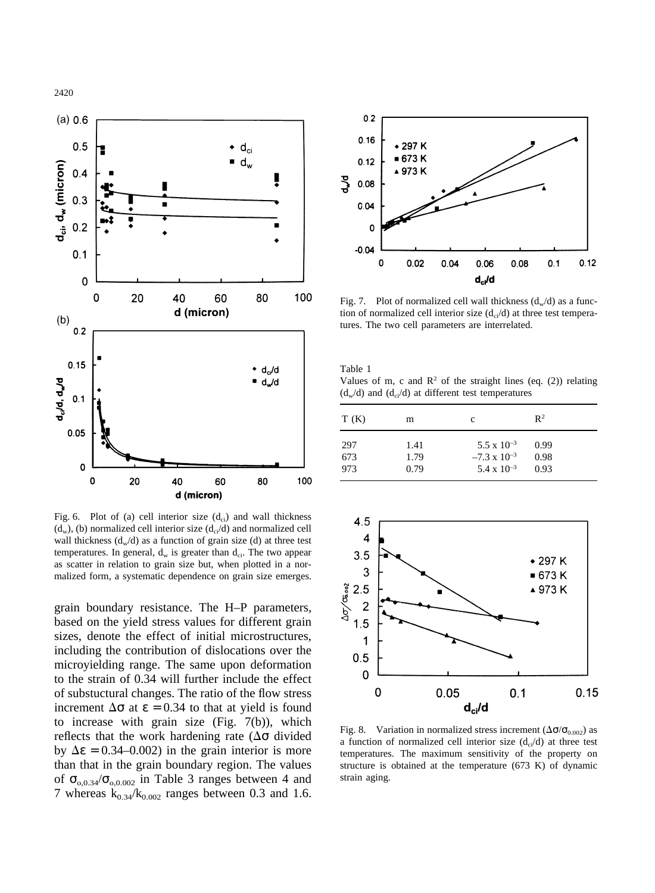Fig. 6. Plot of (a) cell interior size ($d_{ci}$) and wall thickness ($d_w$), (b) normalized cell interior size ($d_{ci}/d$) and normalized cell wall thickness ($d_w/d$) as a function of grain size (d) at three test temperatures. In general, $d_w$ is greater than $d_{ci}$. The two appear as scatter in relation to grain size but, when plotted in a normalized form, a systematic dependence on grain size emerges.

grain boundary resistance. The H–P parameters, based on the yield stress values for different grain sizes, denote the effect of initial microstructures, including the contribution of dislocations over the microyielding range. The same upon deformation to the strain of 0.34 will further include the effect of substuctural changes. The ratio of the flow stress increment $\Delta\sigma$ at $\varepsilon = 0.34$ to that at yield is found to increase with grain size (Fig. 7(b)), which reflects that the work hardening rate ($\Delta\sigma$ divided by $\Delta\varepsilon = 0.34$–$0.002$) in the grain interior is more than that in the grain boundary region. The values of $\sigma_{o,0.34}/\sigma_{o,0.002}$ in Table 3 ranges between 4 and 7 whereas $k_{0.34}/k_{0.002}$ ranges between 0.3 and 1.6.

Fig. 7. Plot of normalized cell wall thickness ($d_w/d$) as a function of normalized cell interior size ($d_{ci}/d$) at three test temperatures. The two cell parameters are interrelated.

Table 1
Values of m, c and $R^2$ of the straight lines (eq. (2)) relating ($d_w/d$) and ($d_{ci}/d$) at different test temperatures

| T (K) | m | c | $R^2$ |
|---|---|---|---|
| 297 | 1.41 | $5.5 \times 10^{-3}$ | 0.99 |
| 673 | 1.79 | $-7.3 \times 10^{-3}$ | 0.98 |
| 973 | 0.79 | $5.4 \times 10^{-3}$ | 0.93 |

Fig. 8. Variation in normalized stress increment ($\Delta\sigma/\sigma_{0.002}$) as a function of normalized cell interior size ($d_{ci}/d$) at three test temperatures. The maximum sensitivity of the property on structure is obtained at the temperature (673 K) of dynamic strain aging.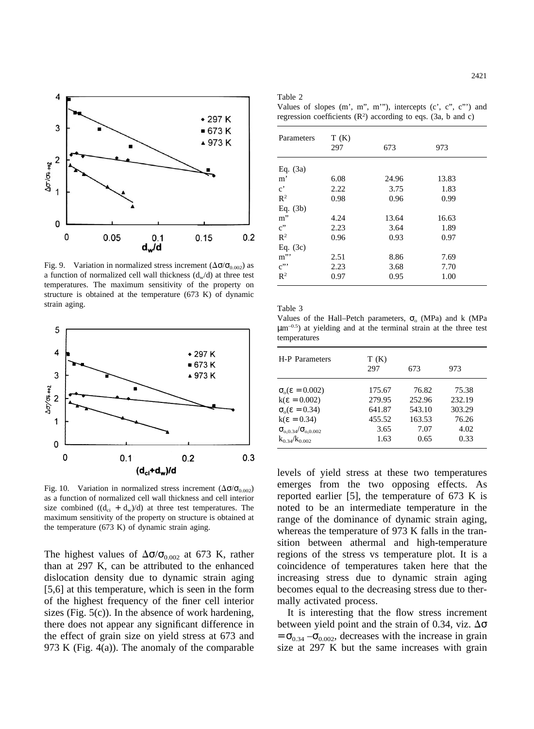Fig. 9. Variation in normalized stress increment ($\Delta\sigma/\sigma_{0.002}$) as a function of normalized cell wall thickness ($d_w/d$) at three test temperatures. The maximum sensitivity of the property on structure is obtained at the temperature (673 K) of dynamic strain aging.

Fig. 10. Variation in normalized stress increment ($\Delta\sigma/\sigma_{0.002}$) as a function of normalized cell wall thickness and cell interior size combined ($(d_{ci} + d_w)/d$) at three test temperatures. The maximum sensitivity of the property on structure is obtained at the temperature (673 K) of dynamic strain aging.

The highest values of $\Delta\sigma/\sigma_{0.002}$ at 673 K, rather than at 297 K, can be attributed to the enhanced dislocation density due to dynamic strain aging [5,6] at this temperature, which is seen in the form of the highest frequency of the finer cell interior sizes (Fig. 5(c)). In the absence of work hardening, there does not appear any significant difference in the effect of grain size on yield stress at 673 and 973 K (Fig. 4(a)). The anomaly of the comparable levels of yield stress at these two temperatures emerges from the two opposing effects. As reported earlier [5], the temperature of 673 K is noted to be an intermediate temperature in the range of the dominance of dynamic strain aging, whereas the temperature of 973 K falls in the transition between athermal and high-temperature regions of the stress vs temperature plot. It is a coincidence of temperatures taken here that the increasing stress due to dynamic strain aging becomes equal to the decreasing stress due to thermally activated process.

It is interesting that the flow stress increment between yield point and the strain of 0.34, viz. $\Delta\sigma = \sigma_{0.34} - \sigma_{0.002}$, decreases with the increase in grain size at 297 K but the same increases with grain

Table 2
Values of slopes (m', m", m'"), intercepts (c', c", c"') and regression coefficients ($R^2$) according to eqs. (3a, b and c)

| Parameters | T (K) 297 | 673 | 973 |
|---|---|---|---|
| Eq. (3a) | | | |
| m' | 6.08 | 24.96 | 13.83 |
| c' | 2.22 | 3.75 | 1.83 |
| $R^2$ | 0.98 | 0.96 | 0.99 |
| Eq. (3b) | | | |
| m" | 4.24 | 13.64 | 16.63 |
| c" | 2.23 | 3.64 | 1.89 |
| $R^2$ | 0.96 | 0.93 | 0.97 |
| Eq. (3c) | | | |
| m"' | 2.51 | 8.86 | 7.69 |
| c"' | 2.23 | 3.68 | 7.70 |
| $R^2$ | 0.97 | 0.95 | 1.00 |

Table 3
Values of the Hall–Petch parameters, $\sigma_o$ (MPa) and k (MPa $\mu m^{-0.5}$) at yielding and at the terminal strain at the three test temperatures

| H-P Parameters | T (K) 297 | 673 | 973 |
|---|---|---|---|
| $\sigma_o(\varepsilon = 0.002)$ | 175.67 | 76.82 | 75.38 |
| $k(\varepsilon = 0.002)$ | 279.95 | 252.96 | 232.19 |
| $\sigma_o(\varepsilon = 0.34)$ | 641.87 | 543.10 | 303.29 |
| $k(\varepsilon = 0.34)$ | 455.52 | 163.53 | 76.26 |
| $\sigma_{o,0.34}/\sigma_{o,0.002}$ | 3.65 | 7.07 | 4.02 |
| $k_{0.34}/k_{0.002}$ | 1.63 | 0.65 | 0.33 |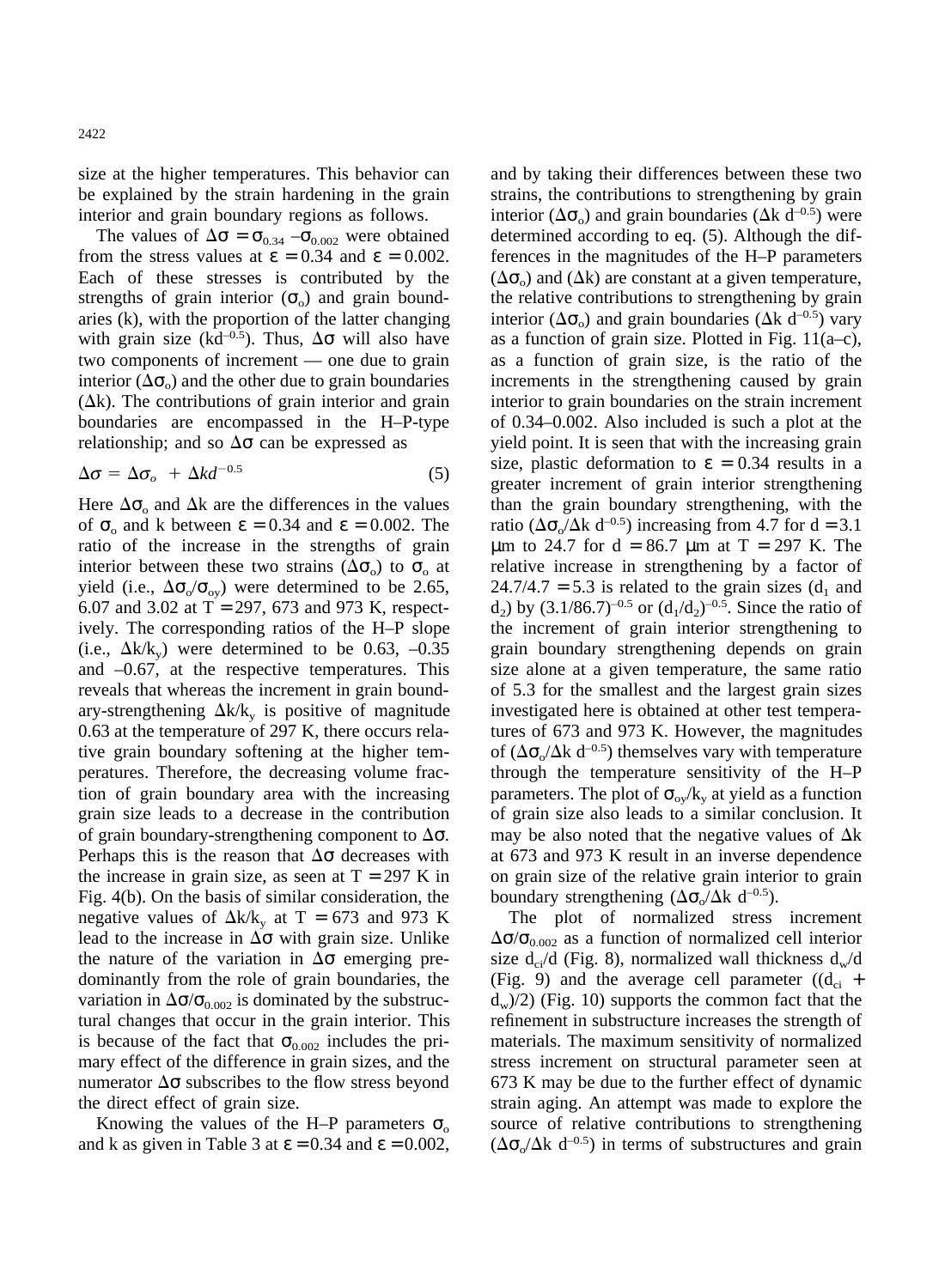size at the higher temperatures. This behavior can be explained by the strain hardening in the grain interior and grain boundary regions as follows.

The values of $\Delta\sigma = \sigma_{0.34} - \sigma_{0.002}$ were obtained from the stress values at $\varepsilon = 0.34$ and $\varepsilon = 0.002$. Each of these stresses is contributed by the strengths of grain interior ($\sigma_o$) and grain boundaries (k), with the proportion of the latter changing with grain size ($kd^{-0.5}$). Thus, $\Delta\sigma$ will also have two components of increment — one due to grain interior ($\Delta\sigma_o$) and the other due to grain boundaries ($\Delta k$). The contributions of grain interior and grain boundaries are encompassed in the H–P-type relationship; and so $\Delta\sigma$ can be expressed as

$$\Delta\sigma = \Delta\sigma_o + \Delta k d^{-0.5} \tag{5}$$

Here $\Delta\sigma_o$ and $\Delta k$ are the differences in the values of $\sigma_o$ and k between $\varepsilon = 0.34$ and $\varepsilon = 0.002$. The ratio of the increase in the strengths of grain interior between these two strains ($\Delta\sigma_o$) to $\sigma_o$ at yield (i.e., $\Delta\sigma_o/\sigma_{oy}$) were determined to be 2.65, 6.07 and 3.02 at T = 297, 673 and 973 K, respectively. The corresponding ratios of the H–P slope (i.e., $\Delta k/k_y$) were determined to be 0.63, –0.35 and –0.67, at the respective temperatures. This reveals that whereas the increment in grain boundary-strengthening $\Delta k/k_y$ is positive of magnitude 0.63 at the temperature of 297 K, there occurs relative grain boundary softening at the higher temperatures. Therefore, the decreasing volume fraction of grain boundary area with the increasing grain size leads to a decrease in the contribution of grain boundary-strengthening component to $\Delta\sigma$. Perhaps this is the reason that $\Delta\sigma$ decreases with the increase in grain size, as seen at T = 297 K in Fig. 4(b). On the basis of similar consideration, the negative values of $\Delta k/k_y$ at T = 673 and 973 K lead to the increase in $\Delta\sigma$ with grain size. Unlike the nature of the variation in $\Delta\sigma$ emerging predominantly from the role of grain boundaries, the variation in $\Delta\sigma/\sigma_{0.002}$ is dominated by the substructural changes that occur in the grain interior. This is because of the fact that $\sigma_{0.002}$ includes the primary effect of the difference in grain sizes, and the numerator $\Delta\sigma$ subscribes to the flow stress beyond the direct effect of grain size.

Knowing the values of the H–P parameters $\sigma_o$ and k as given in Table 3 at $\varepsilon = 0.34$ and $\varepsilon = 0.002$, and by taking their differences between these two strains, the contributions to strengthening by grain interior ($\Delta\sigma_o$) and grain boundaries ($\Delta k\, d^{-0.5}$) were determined according to eq. (5). Although the differences in the magnitudes of the H–P parameters ($\Delta\sigma_o$) and ($\Delta k$) are constant at a given temperature, the relative contributions to strengthening by grain interior ($\Delta\sigma_o$) and grain boundaries ($\Delta k\, d^{-0.5}$) vary as a function of grain size. Plotted in Fig. 11(a–c), as a function of grain size, is the ratio of the increments in the strengthening caused by grain interior to grain boundaries on the strain increment of 0.34–0.002. Also included is such a plot at the yield point. It is seen that with the increasing grain size, plastic deformation to $\varepsilon = 0.34$ results in a greater increment of grain interior strengthening than the grain boundary strengthening, with the ratio ($\Delta\sigma_o/\Delta k\, d^{-0.5}$) increasing from 4.7 for d = 3.1 μm to 24.7 for d = 86.7 μm at T = 297 K. The relative increase in strengthening by a factor of 24.7/4.7 = 5.3 is related to the grain sizes ($d_1$ and $d_2$) by $(3.1/86.7)^{-0.5}$ or $(d_1/d_2)^{-0.5}$. Since the ratio of the increment of grain interior strengthening to grain boundary strengthening depends on grain size alone at a given temperature, the same ratio of 5.3 for the smallest and the largest grain sizes investigated here is obtained at other test temperatures of 673 and 973 K. However, the magnitudes of ($\Delta\sigma_o/\Delta k\, d^{-0.5}$) themselves vary with temperature through the temperature sensitivity of the H–P parameters. The plot of $\sigma_{oy}/k_y$ at yield as a function of grain size also leads to a similar conclusion. It may be also noted that the negative values of $\Delta k$ at 673 and 973 K result in an inverse dependence on grain size of the relative grain interior to grain boundary strengthening ($\Delta\sigma_o/\Delta k\, d^{-0.5}$).

The plot of normalized stress increment $\Delta\sigma/\sigma_{0.002}$ as a function of normalized cell interior size $d_{ci}/d$ (Fig. 8), normalized wall thickness $d_w/d$ (Fig. 9) and the average cell parameter ($(d_{ci} + d_w)/2$) (Fig. 10) supports the common fact that the refinement in substructure increases the strength of materials. The maximum sensitivity of normalized stress increment on structural parameter seen at 673 K may be due to the further effect of dynamic strain aging. An attempt was made to explore the source of relative contributions to strengthening ($\Delta\sigma_o/\Delta k\, d^{-0.5}$) in terms of substructures and grain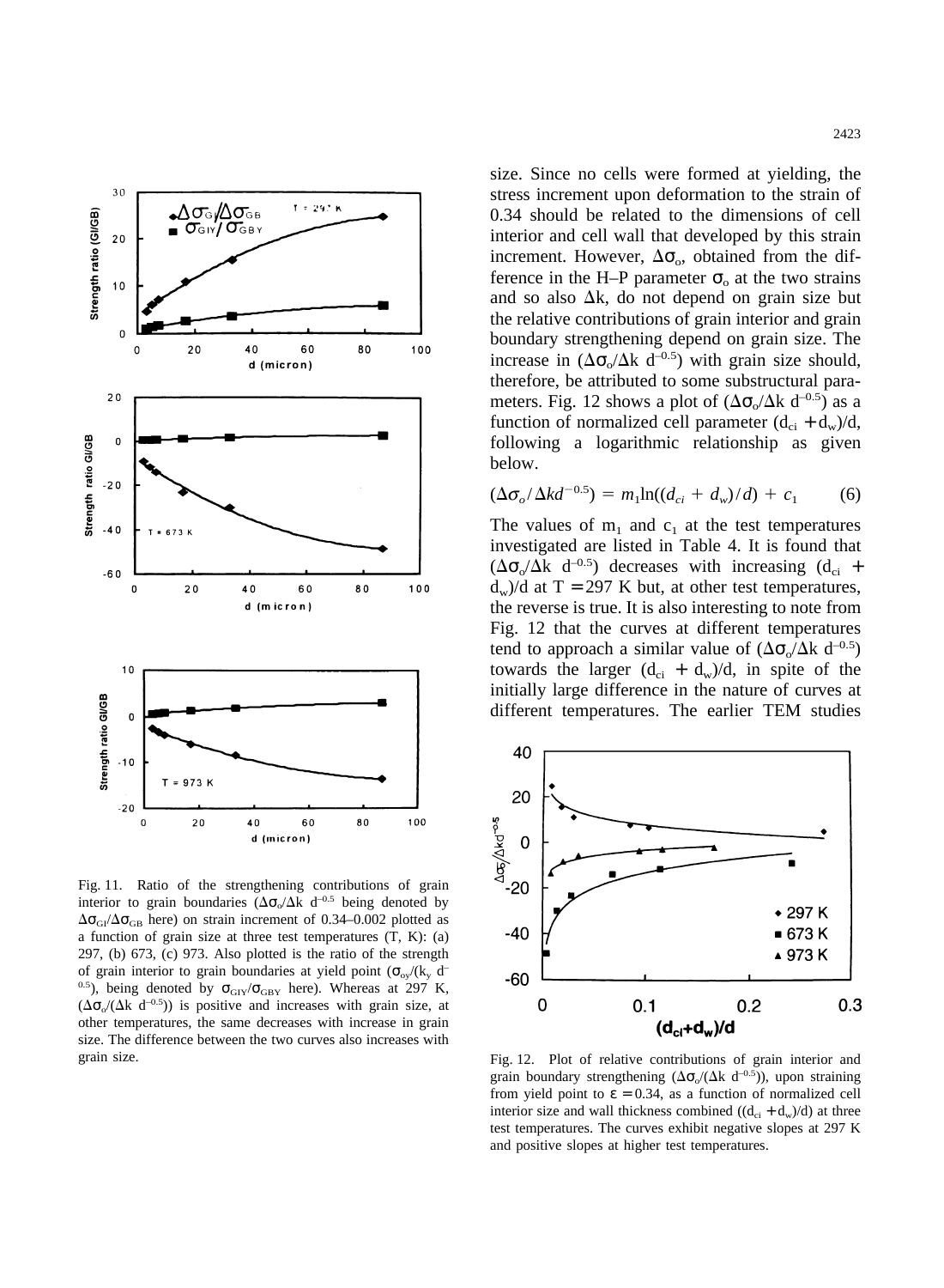size. Since no cells were formed at yielding, the stress increment upon deformation to the strain of 0.34 should be related to the dimensions of cell interior and cell wall that developed by this strain increment. However, $\Delta\sigma_o$, obtained from the difference in the H–P parameter $\sigma_o$ at the two strains and so also $\Delta k$, do not depend on grain size but the relative contributions of grain interior and grain boundary strengthening depend on grain size. The increase in $(\Delta\sigma_o/\Delta k\ d^{-0.5})$ with grain size should, therefore, be attributed to some substructural parameters. Fig. 12 shows a plot of $(\Delta\sigma_o/\Delta k\ d^{-0.5})$ as a function of normalized cell parameter $(d_{ci} + d_w)/d$, following a logarithmic relationship as given below.

$$(\Delta\sigma_o/\Delta k d^{-0.5}) = m_1 \ln((d_{ci} + d_w)/d) + c_1 \qquad (6)$$

The values of $m_1$ and $c_1$ at the test temperatures investigated are listed in Table 4. It is found that $(\Delta\sigma_o/\Delta k\ d^{-0.5})$ decreases with increasing $(d_{ci} + d_w)/d$ at $T = 297$ K but, at other test temperatures, the reverse is true. It is also interesting to note from Fig. 12 that the curves at different temperatures tend to approach a similar value of $(\Delta\sigma_o/\Delta k\ d^{-0.5})$ towards the larger $(d_{ci} + d_w)/d$, in spite of the initially large difference in the nature of curves at different temperatures. The earlier TEM studies

Fig. 11. Ratio of the strengthening contributions of grain interior to grain boundaries ($\Delta\sigma_o/\Delta k\ d^{-0.5}$ being denoted by $\Delta\sigma_{GI}/\Delta\sigma_{GB}$ here) on strain increment of 0.34–0.002 plotted as a function of grain size at three test temperatures (T, K): (a) 297, (b) 673, (c) 973. Also plotted is the ratio of the strength of grain interior to grain boundaries at yield point ($\sigma_{oy}/(k_y\ d^{-0.5})$, being denoted by $\sigma_{GIY}/\sigma_{GBY}$ here). Whereas at 297 K, $(\Delta\sigma_o/(\Delta k\ d^{-0.5}))$ is positive and increases with grain size, at other temperatures, the same decreases with increase in grain size. The difference between the two curves also increases with grain size.

Fig. 12. Plot of relative contributions of grain interior and grain boundary strengthening $(\Delta\sigma_o/(\Delta k\ d^{-0.5}))$, upon straining from yield point to $\varepsilon = 0.34$, as a function of normalized cell interior size and wall thickness combined $((d_{ci} + d_w)/d)$ at three test temperatures. The curves exhibit negative slopes at 297 K and positive slopes at higher test temperatures.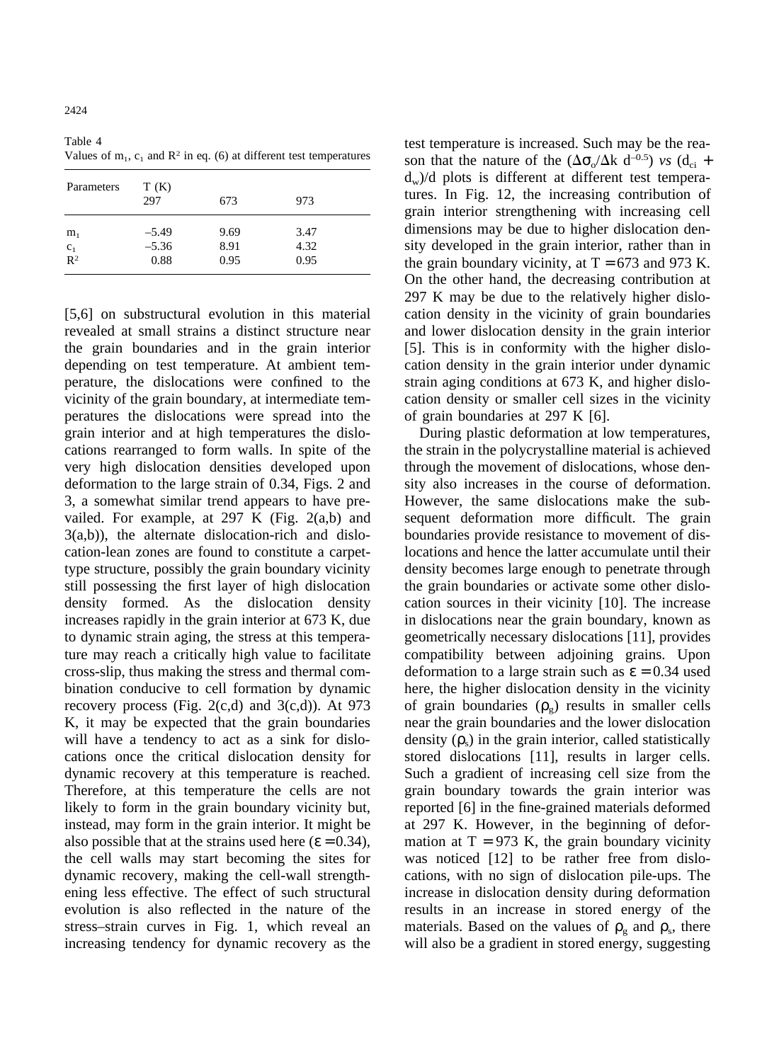Table 4
Values of $m_1$, $c_1$ and $R^2$ in eq. (6) at different test temperatures

| Parameters | T (K) 297 | 673 | 973 |
|---|---|---|---|
| $m_1$ | –5.49 | 9.69 | 3.47 |
| $c_1$ | –5.36 | 8.91 | 4.32 |
| $R^2$ | 0.88 | 0.95 | 0.95 |

[5,6] on substructural evolution in this material revealed at small strains a distinct structure near the grain boundaries and in the grain interior depending on test temperature. At ambient temperature, the dislocations were confined to the vicinity of the grain boundary, at intermediate temperatures the dislocations were spread into the grain interior and at high temperatures the dislocations rearranged to form walls. In spite of the very high dislocation densities developed upon deformation to the large strain of 0.34, Figs. 2 and 3, a somewhat similar trend appears to have prevailed. For example, at 297 K (Fig. 2(a,b) and 3(a,b)), the alternate dislocation-rich and dislocation-lean zones are found to constitute a carpet-type structure, possibly the grain boundary vicinity still possessing the first layer of high dislocation density formed. As the dislocation density increases rapidly in the grain interior at 673 K, due to dynamic strain aging, the stress at this temperature may reach a critically high value to facilitate cross-slip, thus making the stress and thermal combination conducive to cell formation by dynamic recovery process (Fig. 2(c,d) and 3(c,d)). At 973 K, it may be expected that the grain boundaries will have a tendency to act as a sink for dislocations once the critical dislocation density for dynamic recovery at this temperature is reached. Therefore, at this temperature the cells are not likely to form in the grain boundary vicinity but, instead, may form in the grain interior. It might be also possible that at the strains used here ($\varepsilon = 0.34$), the cell walls may start becoming the sites for dynamic recovery, making the cell-wall strengthening less effective. The effect of such structural evolution is also reflected in the nature of the stress–strain curves in Fig. 1, which reveal an increasing tendency for dynamic recovery as the test temperature is increased. Such may be the reason that the nature of the ($\Delta\sigma_o/\Delta k\ d^{-0.5}$) *vs* ($d_{ci} + d_w$)/d plots is different at different test temperatures. In Fig. 12, the increasing contribution of grain interior strengthening with increasing cell dimensions may be due to higher dislocation density developed in the grain interior, rather than in the grain boundary vicinity, at T = 673 and 973 K. On the other hand, the decreasing contribution at 297 K may be due to the relatively higher dislocation density in the vicinity of grain boundaries and lower dislocation density in the grain interior [5]. This is in conformity with the higher dislocation density in the grain interior under dynamic strain aging conditions at 673 K, and higher dislocation density or smaller cell sizes in the vicinity of grain boundaries at 297 K [6].

During plastic deformation at low temperatures, the strain in the polycrystalline material is achieved through the movement of dislocations, whose density also increases in the course of deformation. However, the same dislocations make the subsequent deformation more difficult. The grain boundaries provide resistance to movement of dislocations and hence the latter accumulate until their density becomes large enough to penetrate through the grain boundaries or activate some other dislocation sources in their vicinity [10]. The increase in dislocations near the grain boundary, known as geometrically necessary dislocations [11], provides compatibility between adjoining grains. Upon deformation to a large strain such as $\varepsilon = 0.34$ used here, the higher dislocation density in the vicinity of grain boundaries ($\rho_g$) results in smaller cells near the grain boundaries and the lower dislocation density ($\rho_s$) in the grain interior, called statistically stored dislocations [11], results in larger cells. Such a gradient of increasing cell size from the grain boundary towards the grain interior was reported [6] in the fine-grained materials deformed at 297 K. However, in the beginning of deformation at T = 973 K, the grain boundary vicinity was noticed [12] to be rather free from dislocations, with no sign of dislocation pile-ups. The increase in dislocation density during deformation results in an increase in stored energy of the materials. Based on the values of $\rho_g$ and $\rho_s$, there will also be a gradient in stored energy, suggesting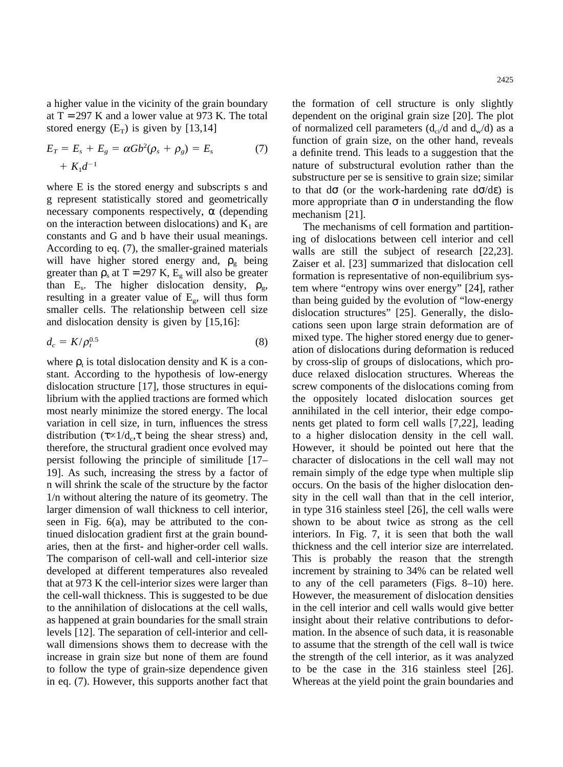a higher value in the vicinity of the grain boundary at T = 297 K and a lower value at 973 K. The total stored energy ($E_T$) is given by [13,14]

$$E_T = E_s + E_g = \alpha G b^2(\rho_s + \rho_g) = E_s + K_1 d^{-1} \tag{7}$$

where E is the stored energy and subscripts s and g represent statistically stored and geometrically necessary components respectively, α (depending on the interaction between dislocations) and $K_1$ are constants and G and b have their usual meanings. According to eq. (7), the smaller-grained materials will have higher stored energy and, $\rho_g$ being greater than $\rho_s$ at T = 297 K, $E_g$ will also be greater than $E_s$. The higher dislocation density, $\rho_g$, resulting in a greater value of $E_g$, will thus form smaller cells. The relationship between cell size and dislocation density is given by [15,16]:

$$d_c = K/\rho_t^{0.5} \tag{8}$$

where $\rho_t$ is total dislocation density and K is a constant. According to the hypothesis of low-energy dislocation structure [17], those structures in equilibrium with the applied tractions are formed which most nearly minimize the stored energy. The local variation in cell size, in turn, influences the stress distribution ($\tau \propto 1/d_c$, $\tau$ being the shear stress) and, therefore, the structural gradient once evolved may persist following the principle of similitude [17–19]. As such, increasing the stress by a factor of n will shrink the scale of the structure by the factor 1/n without altering the nature of its geometry. The larger dimension of wall thickness to cell interior, seen in Fig. 6(a), may be attributed to the continued dislocation gradient first at the grain boundaries, then at the first- and higher-order cell walls. The comparison of cell-wall and cell-interior size developed at different temperatures also revealed that at 973 K the cell-interior sizes were larger than the cell-wall thickness. This is suggested to be due to the annihilation of dislocations at the cell walls, as happened at grain boundaries for the small strain levels [12]. The separation of cell-interior and cell-wall dimensions shows them to decrease with the increase in grain size but none of them are found to follow the type of grain-size dependence given in eq. (7). However, this supports another fact that the formation of cell structure is only slightly dependent on the original grain size [20]. The plot of normalized cell parameters ($d_{ci}/d$ and $d_w/d$) as a function of grain size, on the other hand, reveals a definite trend. This leads to a suggestion that the nature of substructural evolution rather than the substructure per se is sensitive to grain size; similar to that $d\sigma$ (or the work-hardening rate $d\sigma/d\varepsilon$) is more appropriate than σ in understanding the flow mechanism [21].

The mechanisms of cell formation and partitioning of dislocations between cell interior and cell walls are still the subject of research [22,23]. Zaiser et al. [23] summarized that dislocation cell formation is representative of non-equilibrium system where "entropy wins over energy" [24], rather than being guided by the evolution of "low-energy dislocation structures" [25]. Generally, the dislocations seen upon large strain deformation are of mixed type. The higher stored energy due to generation of dislocations during deformation is reduced by cross-slip of groups of dislocations, which produce relaxed dislocation structures. Whereas the screw components of the dislocations coming from the oppositely located dislocation sources get annihilated in the cell interior, their edge components get plated to form cell walls [7,22], leading to a higher dislocation density in the cell wall. However, it should be pointed out here that the character of dislocations in the cell wall may not remain simply of the edge type when multiple slip occurs. On the basis of the higher dislocation density in the cell wall than that in the cell interior, in type 316 stainless steel [26], the cell walls were shown to be about twice as strong as the cell interiors. In Fig. 7, it is seen that both the wall thickness and the cell interior size are interrelated. This is probably the reason that the strength increment by straining to 34% can be related well to any of the cell parameters (Figs. 8–10) here. However, the measurement of dislocation densities in the cell interior and cell walls would give better insight about their relative contributions to deformation. In the absence of such data, it is reasonable to assume that the strength of the cell wall is twice the strength of the cell interior, as it was analyzed to be the case in the 316 stainless steel [26]. Whereas at the yield point the grain boundaries and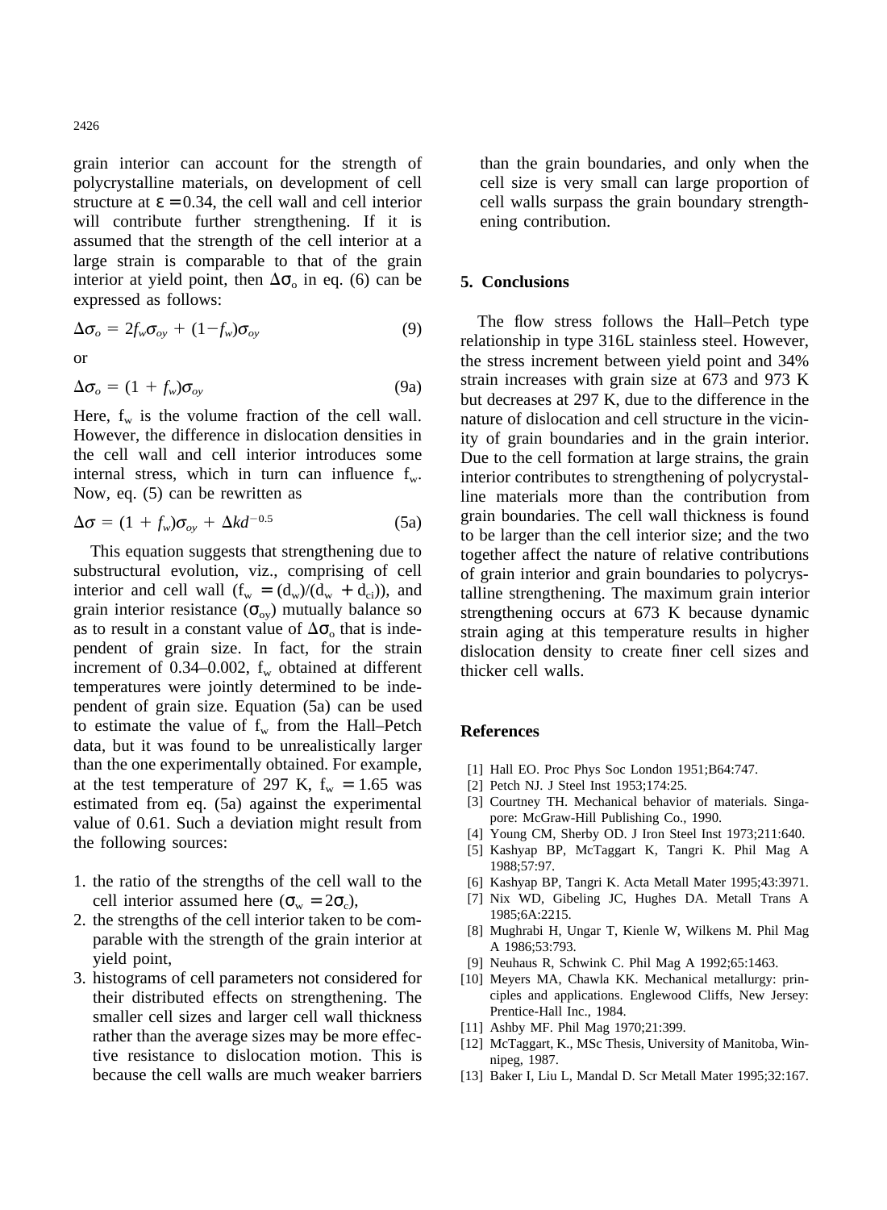grain interior can account for the strength of polycrystalline materials, on development of cell structure at $\varepsilon = 0.34$, the cell wall and cell interior will contribute further strengthening. If it is assumed that the strength of the cell interior at a large strain is comparable to that of the grain interior at yield point, then $\Delta\sigma_o$ in eq. (6) can be expressed as follows:

$$\Delta\sigma_o = 2f_w\sigma_{oy} + (1-f_w)\sigma_{oy} \tag{9}$$

or

$$\Delta\sigma_o = (1 + f_w)\sigma_{oy} \tag{9a}$$

Here, $f_w$ is the volume fraction of the cell wall. However, the difference in dislocation densities in the cell wall and cell interior introduces some internal stress, which in turn can influence $f_w$. Now, eq. (5) can be rewritten as

$$\Delta\sigma = (1 + f_w)\sigma_{oy} + \Delta kd^{-0.5} \tag{5a}$$

This equation suggests that strengthening due to substructural evolution, viz., comprising of cell interior and cell wall ($f_w = (d_w)/(d_w + d_{ci})$), and grain interior resistance ($\sigma_{oy}$) mutually balance so as to result in a constant value of $\Delta\sigma_o$ that is independent of grain size. In fact, for the strain increment of 0.34–0.002, $f_w$ obtained at different temperatures were jointly determined to be independent of grain size. Equation (5a) can be used to estimate the value of $f_w$ from the Hall–Petch data, but it was found to be unrealistically larger than the one experimentally obtained. For example, at the test temperature of 297 K, $f_w = 1.65$ was estimated from eq. (5a) against the experimental value of 0.61. Such a deviation might result from the following sources:

1. the ratio of the strengths of the cell wall to the cell interior assumed here ($\sigma_w = 2\sigma_c$),
2. the strengths of the cell interior taken to be comparable with the strength of the grain interior at yield point,
3. histograms of cell parameters not considered for their distributed effects on strengthening. The smaller cell sizes and larger cell wall thickness rather than the average sizes may be more effective resistance to dislocation motion. This is because the cell walls are much weaker barriers than the grain boundaries, and only when the cell size is very small can large proportion of cell walls surpass the grain boundary strengthening contribution.

## 5. Conclusions

The flow stress follows the Hall–Petch type relationship in type 316L stainless steel. However, the stress increment between yield point and 34% strain increases with grain size at 673 and 973 K but decreases at 297 K, due to the difference in the nature of dislocation and cell structure in the vicinity of grain boundaries and in the grain interior. Due to the cell formation at large strains, the grain interior contributes to strengthening of polycrystalline materials more than the contribution from grain boundaries. The cell wall thickness is found to be larger than the cell interior size; and the two together affect the nature of relative contributions of grain interior and grain boundaries to polycrystalline strengthening. The maximum grain interior strengthening occurs at 673 K because dynamic strain aging at this temperature results in higher dislocation density to create finer cell sizes and thicker cell walls.

## References

[1] Hall EO. Proc Phys Soc London 1951;B64:747.
[2] Petch NJ. J Steel Inst 1953;174:25.
[3] Courtney TH. Mechanical behavior of materials. Singapore: McGraw-Hill Publishing Co., 1990.
[4] Young CM, Sherby OD. J Iron Steel Inst 1973;211:640.
[5] Kashyap BP, McTaggart K, Tangri K. Phil Mag A 1988;57:97.
[6] Kashyap BP, Tangri K. Acta Metall Mater 1995;43:3971.
[7] Nix WD, Gibeling JC, Hughes DA. Metall Trans A 1985;6A:2215.
[8] Mughrabi H, Ungar T, Kienle W, Wilkens M. Phil Mag A 1986;53:793.
[9] Neuhaus R, Schwink C. Phil Mag A 1992;65:1463.
[10] Meyers MA, Chawla KK. Mechanical metallurgy: principles and applications. Englewood Cliffs, New Jersey: Prentice-Hall Inc., 1984.
[11] Ashby MF. Phil Mag 1970;21:399.
[12] McTaggart, K., MSc Thesis, University of Manitoba, Winnipeg, 1987.
[13] Baker I, Liu L, Mandal D. Scr Metall Mater 1995;32:167.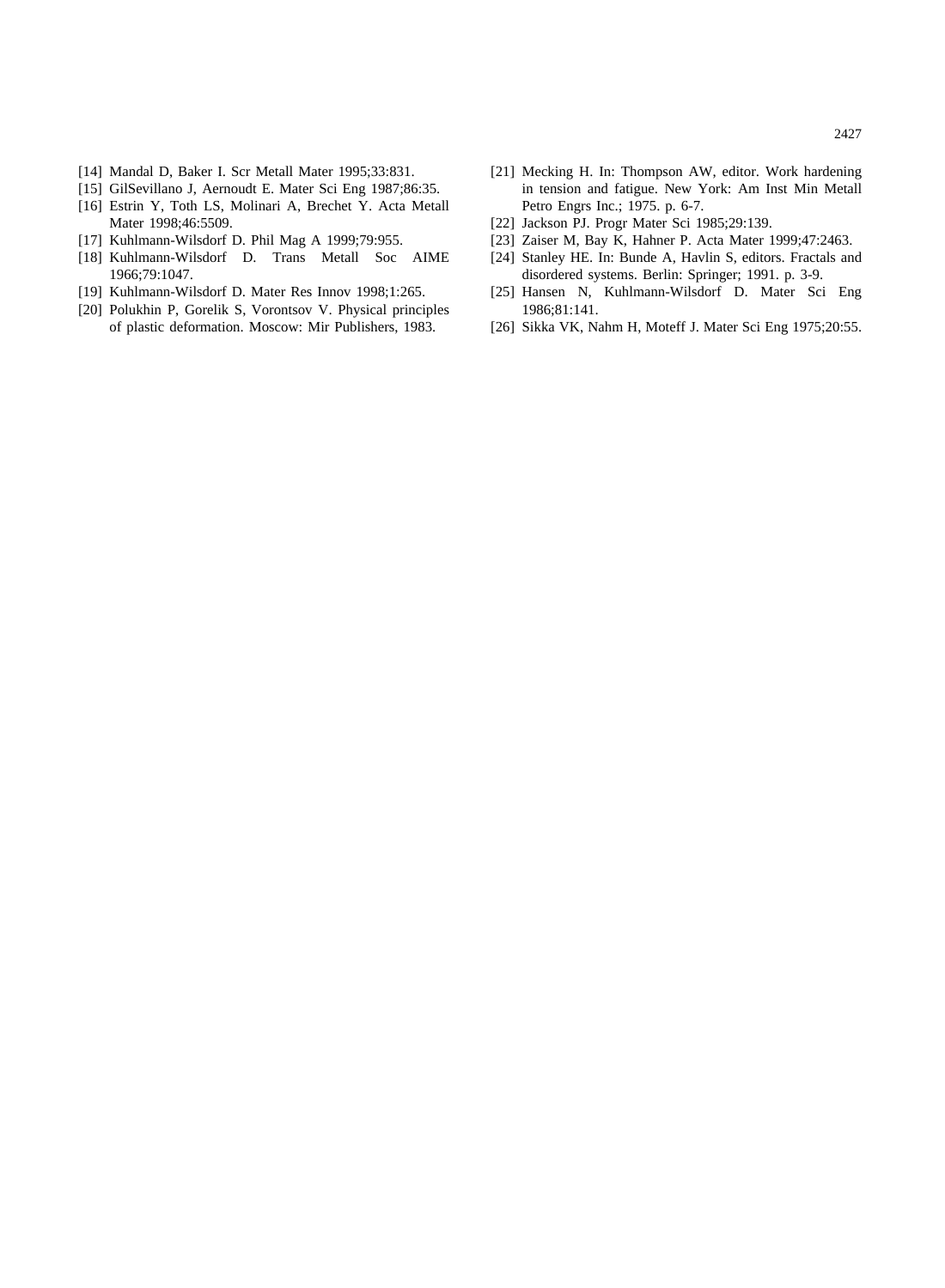[14] Mandal D, Baker I. Scr Metall Mater 1995;33:831.

[15] GilSevillano J, Aernoudt E. Mater Sci Eng 1987;86:35.

[16] Estrin Y, Toth LS, Molinari A, Brechet Y. Acta Metall Mater 1998;46:5509.

[17] Kuhlmann-Wilsdorf D. Phil Mag A 1999;79:955.

[18] Kuhlmann-Wilsdorf D. Trans Metall Soc AIME 1966;79:1047.

[19] Kuhlmann-Wilsdorf D. Mater Res Innov 1998;1:265.

[20] Polukhin P, Gorelik S, Vorontsov V. Physical principles of plastic deformation. Moscow: Mir Publishers, 1983.

[21] Mecking H. In: Thompson AW, editor. Work hardening in tension and fatigue. New York: Am Inst Min Metall Petro Engrs Inc.; 1975. p. 6-7.

[22] Jackson PJ. Progr Mater Sci 1985;29:139.

[23] Zaiser M, Bay K, Hahner P. Acta Mater 1999;47:2463.

[24] Stanley HE. In: Bunde A, Havlin S, editors. Fractals and disordered systems. Berlin: Springer; 1991. p. 3-9.

[25] Hansen N, Kuhlmann-Wilsdorf D. Mater Sci Eng 1986;81:141.

[26] Sikka VK, Nahm H, Moteff J. Mater Sci Eng 1975;20:55.